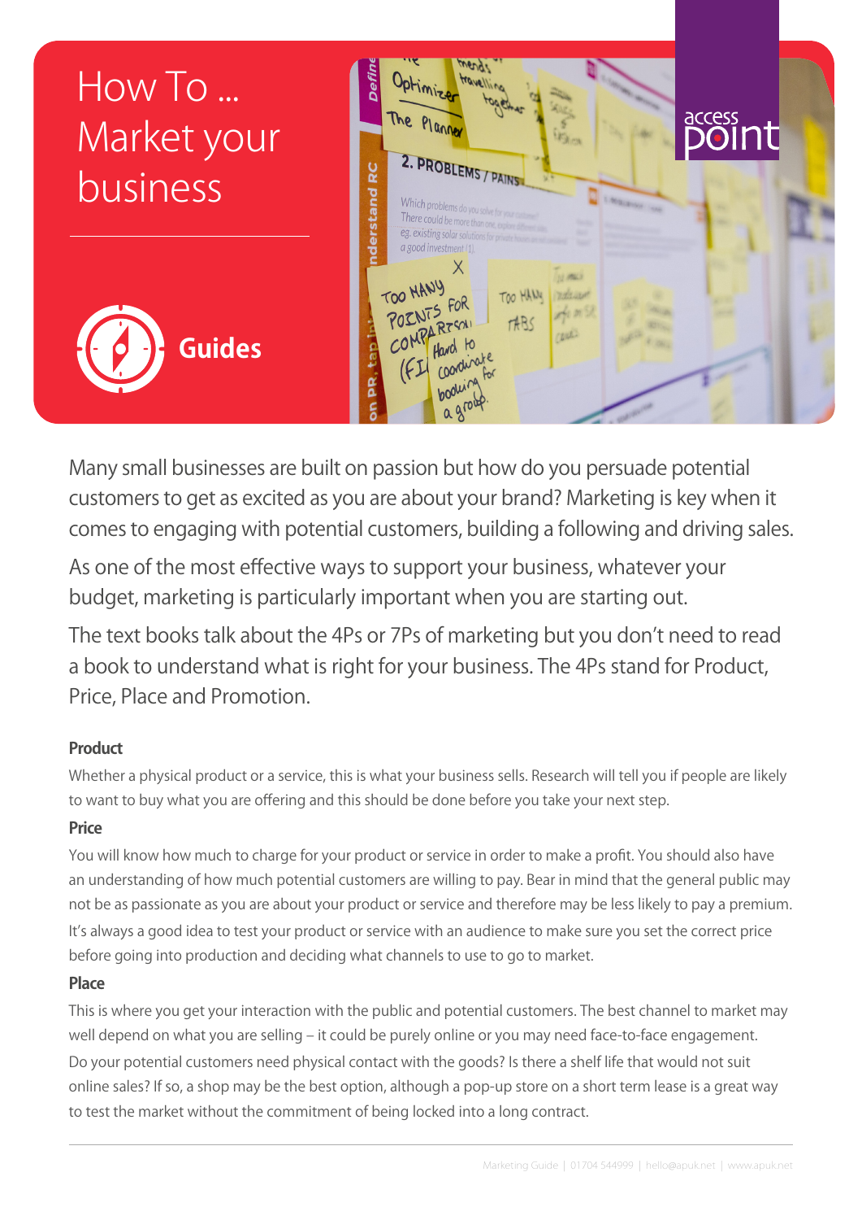# How To ... Market your business

**Guides**

Many small businesses are built on passion but how do you persuade potential customers to get as excited as you are about your brand? Marketing is key when it comes to engaging with potential customers, building a following and driving sales.

As one of the most effective ways to support your business, whatever your budget, marketing is particularly important when you are starting out.

The text books talk about the 4Ps or 7Ps of marketing but you don't need to read a book to understand what is right for your business. The 4Ps stand for Product, Price, Place and Promotion.

### Product

Whether a physical product or a service, this is what your business sells. Research will tell you if people are likely to want to buy what you are offering and this should be done before you take your next step.

### Price

You will know how much to charge for your product or service in order to make a profit. You should also have an understanding of how much potential customers are willing to pay. Bear in mind that the general public may not be as passionate as you are about your product or service and therefore may be less likely to pay a premium. It's always a good idea to test your product or service with an audience to make sure you set the correct price before going into production and deciding what channels to use to go to market.

### Place

This is where you get your interaction with the public and potential customers. The best channel to market may well depend on what you are selling – it could be purely online or you may need face-to-face engagement. Do your potential customers need physical contact with the goods? Is there a shelf life that would not suit online sales? If so, a shop may be the best option, although a pop-up store on a short term lease is a great way to test the market without the commitment of being locked into a long contract.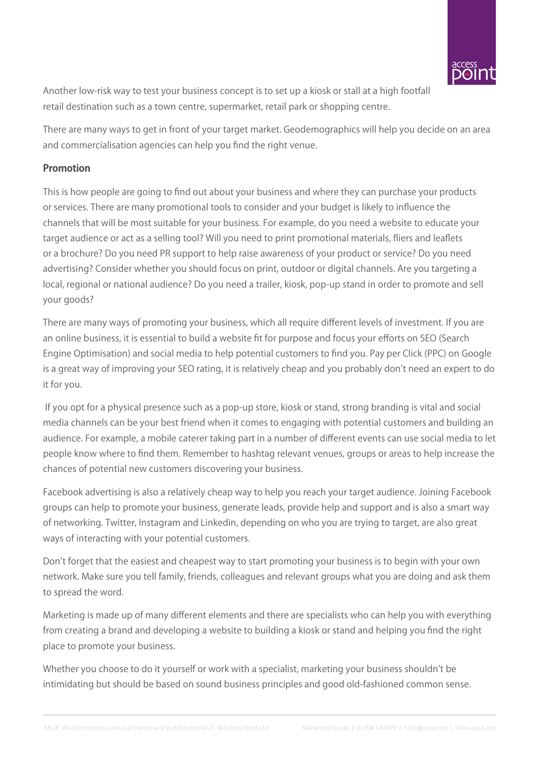Another low-risk way to test your business concept is to set up a kiosk or stall at a high footfall retail destination such as a town centre, supermarket, retail park or shopping centre.

There are many ways to get in front of your target market. Geodemographics will help you decide on an area and commercialisation agencies can help you find the right venue.

**Promotion**

This is how people are going to find out about your business and where they can purchase your products or services. There are many promotional tools to consider and your budget is likely to influence the channels that will be most suitable for your business. For example, do you need a website to educate your target audience or act as a selling tool? Will you need to print promotional materials, fliers and leaflets or a brochure? Do you need PR support to help raise awareness of your product or service? Do you need advertising? Consider whether you should focus on print, outdoor or digital channels. Are you targeting a local, regional or national audience? Do you need a trailer, kiosk, pop-up stand in order to promote and sell your goods?

There are many ways of promoting your business, which all require different levels of investment. If you are an online business, it is essential to build a website fit for purpose and focus your efforts on SEO (Search Engine Optimisation) and social media to help potential customers to find you. Pay per Click (PPC) on Google is a great way of improving your SEO rating, it is relatively cheap and you probably don't need an expert to do it for you.

If you opt for a physical presence such as a pop-up store, kiosk or stand, strong branding is vital and social media channels can be your best friend when it comes to engaging with potential customers and building an audience. For example, a mobile caterer taking part in a number of different events can use social media to let people know where to find them. Remember to hashtag relevant venues, groups or areas to help increase the chances of potential new customers discovering your business.

Facebook advertising is also a relatively cheap way to help you reach your target audience. Joining Facebook groups can help to promote your business, generate leads, provide help and support and is also a smart way of networking. Twitter, Instagram and Linkedin, depending on who you are trying to target, are also great ways of interacting with your potential customers.

Don't forget that the easiest and cheapest way to start promoting your business is to begin with your own network. Make sure you tell family, friends, colleagues and relevant groups what you are doing and ask them to spread the word.

Marketing is made up of many different elements and there are specialists who can help you with everything from creating a brand and developing a website to building a kiosk or stand and helping you find the right place to promote your business.

Whether you choose to do it yourself or work with a specialist, marketing your business shouldn't be intimidating but should be based on sound business principles and good old-fashioned common sense.